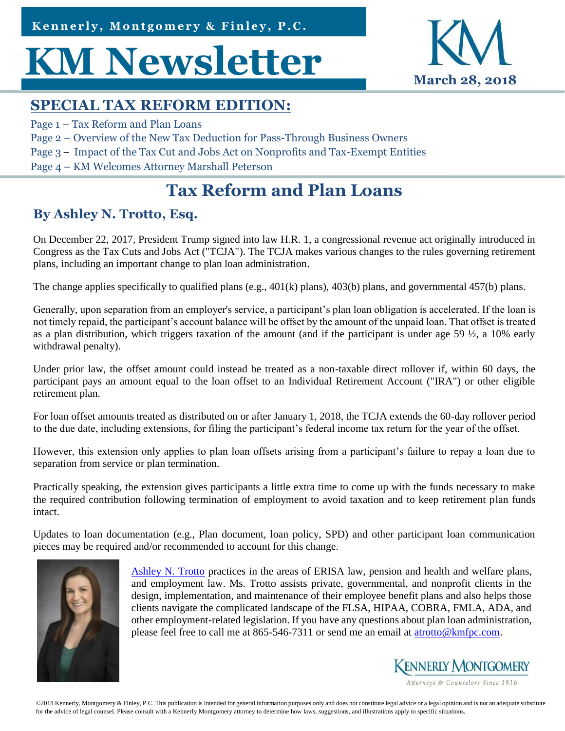Kennerly, Montgomery & Finley, P.C.

# KM Newsletter

March 28, 2018

## SPECIAL TAX REFORM EDITION:

Page 1 – Tax Reform and Plan Loans
Page 2 – Overview of the New Tax Deduction for Pass-Through Business Owners
Page 3 – Impact of the Tax Cut and Jobs Act on Nonprofits and Tax-Exempt Entities
Page 4 – KM Welcomes Attorney Marshall Peterson

# Tax Reform and Plan Loans

### By Ashley N. Trotto, Esq.

On December 22, 2017, President Trump signed into law H.R. 1, a congressional revenue act originally introduced in Congress as the Tax Cuts and Jobs Act ("TCJA"). The TCJA makes various changes to the rules governing retirement plans, including an important change to plan loan administration.

The change applies specifically to qualified plans (e.g., 401(k) plans), 403(b) plans, and governmental 457(b) plans.

Generally, upon separation from an employer's service, a participant's plan loan obligation is accelerated. If the loan is not timely repaid, the participant's account balance will be offset by the amount of the unpaid loan. That offset is treated as a plan distribution, which triggers taxation of the amount (and if the participant is under age 59 ½, a 10% early withdrawal penalty).

Under prior law, the offset amount could instead be treated as a non-taxable direct rollover if, within 60 days, the participant pays an amount equal to the loan offset to an Individual Retirement Account ("IRA") or other eligible retirement plan.

For loan offset amounts treated as distributed on or after January 1, 2018, the TCJA extends the 60-day rollover period to the due date, including extensions, for filing the participant's federal income tax return for the year of the offset.

However, this extension only applies to plan loan offsets arising from a participant's failure to repay a loan due to separation from service or plan termination.

Practically speaking, the extension gives participants a little extra time to come up with the funds necessary to make the required contribution following termination of employment to avoid taxation and to keep retirement plan funds intact.

Updates to loan documentation (e.g., Plan document, loan policy, SPD) and other participant loan communication pieces may be required and/or recommended to account for this change.

Ashley N. Trotto practices in the areas of ERISA law, pension and health and welfare plans, and employment law. Ms. Trotto assists private, governmental, and nonprofit clients in the design, implementation, and maintenance of their employee benefit plans and also helps those clients navigate the complicated landscape of the FLSA, HIPAA, COBRA, FMLA, ADA, and other employment-related legislation. If you have any questions about plan loan administration, please feel free to call me at 865-546-7311 or send me an email at atrotto@kmfpc.com.

Kennerly Montgomery
Attorneys & Counselors Since 1916

©2018 Kennerly, Montgomery & Finley, P.C. This publication is intended for general information purposes only and does not constitute legal advice or a legal opinion and is not an adequate substitute for the advice of legal counsel. Please consult with a Kennerly Montgomery attorney to determine how laws, suggestions, and illustrations apply to specific situations.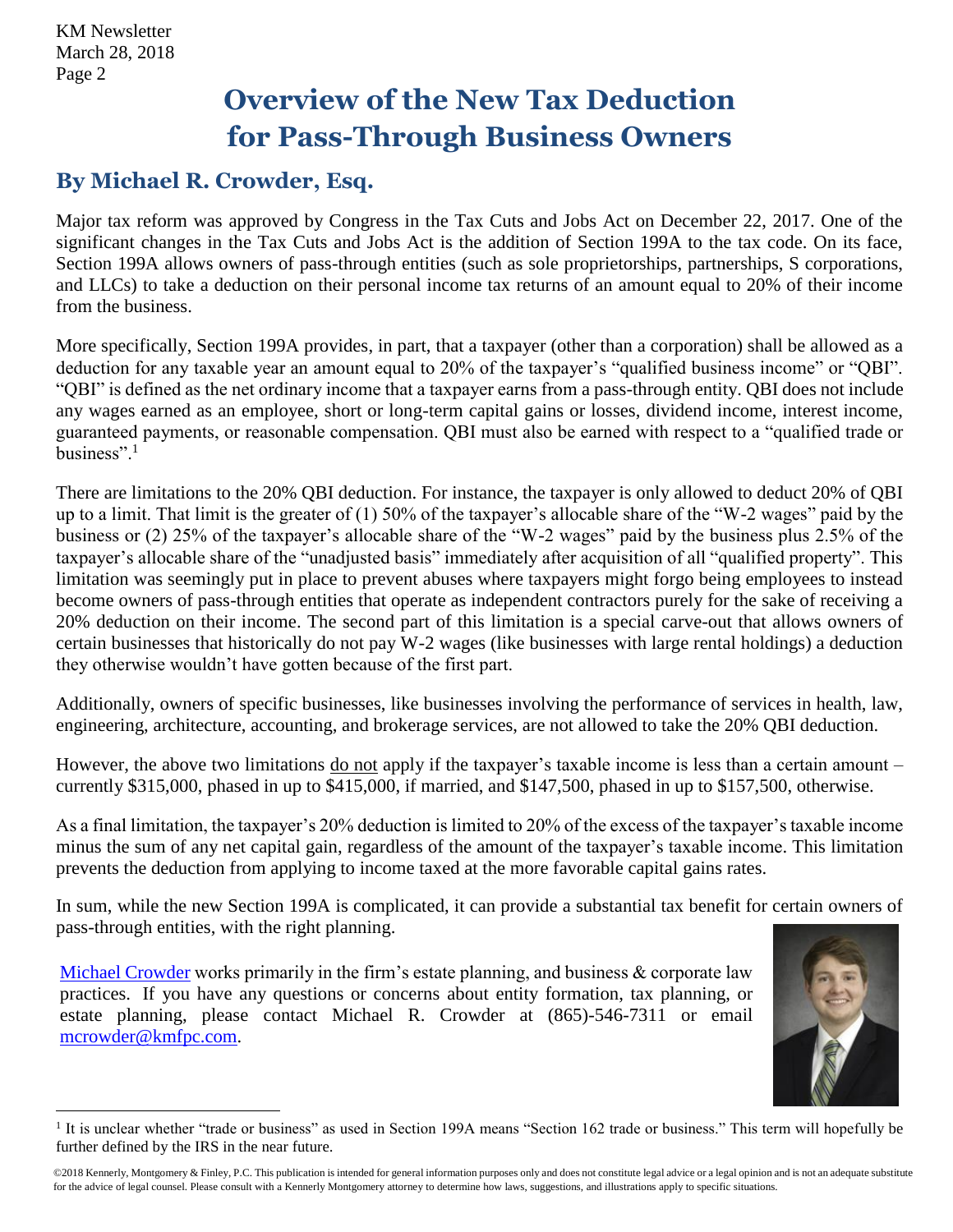# Overview of the New Tax Deduction for Pass-Through Business Owners

## By Michael R. Crowder, Esq.

Major tax reform was approved by Congress in the Tax Cuts and Jobs Act on December 22, 2017. One of the significant changes in the Tax Cuts and Jobs Act is the addition of Section 199A to the tax code. On its face, Section 199A allows owners of pass-through entities (such as sole proprietorships, partnerships, S corporations, and LLCs) to take a deduction on their personal income tax returns of an amount equal to 20% of their income from the business.

More specifically, Section 199A provides, in part, that a taxpayer (other than a corporation) shall be allowed as a deduction for any taxable year an amount equal to 20% of the taxpayer's "qualified business income" or "QBI". "QBI" is defined as the net ordinary income that a taxpayer earns from a pass-through entity. QBI does not include any wages earned as an employee, short or long-term capital gains or losses, dividend income, interest income, guaranteed payments, or reasonable compensation. QBI must also be earned with respect to a "qualified trade or business".[1]

There are limitations to the 20% QBI deduction. For instance, the taxpayer is only allowed to deduct 20% of QBI up to a limit. That limit is the greater of (1) 50% of the taxpayer's allocable share of the "W-2 wages" paid by the business or (2) 25% of the taxpayer's allocable share of the "W-2 wages" paid by the business plus 2.5% of the taxpayer's allocable share of the "unadjusted basis" immediately after acquisition of all "qualified property". This limitation was seemingly put in place to prevent abuses where taxpayers might forgo being employees to instead become owners of pass-through entities that operate as independent contractors purely for the sake of receiving a 20% deduction on their income. The second part of this limitation is a special carve-out that allows owners of certain businesses that historically do not pay W-2 wages (like businesses with large rental holdings) a deduction they otherwise wouldn't have gotten because of the first part.

Additionally, owners of specific businesses, like businesses involving the performance of services in health, law, engineering, architecture, accounting, and brokerage services, are not allowed to take the 20% QBI deduction.

However, the above two limitations <u>do not</u> apply if the taxpayer's taxable income is less than a certain amount – currently $315,000, phased in up to $415,000, if married, and $147,500, phased in up to $157,500, otherwise.

As a final limitation, the taxpayer's 20% deduction is limited to 20% of the excess of the taxpayer's taxable income minus the sum of any net capital gain, regardless of the amount of the taxpayer's taxable income. This limitation prevents the deduction from applying to income taxed at the more favorable capital gains rates.

In sum, while the new Section 199A is complicated, it can provide a substantial tax benefit for certain owners of pass-through entities, with the right planning.

[Michael Crowder](#) works primarily in the firm's estate planning, and business & corporate law practices. If you have any questions or concerns about entity formation, tax planning, or estate planning, please contact Michael R. Crowder at (865)-546-7311 or email [mcrowder@kmfpc.com](mailto:mcrowder@kmfpc.com).

---

[1] It is unclear whether "trade or business" as used in Section 199A means "Section 162 trade or business." This term will hopefully be further defined by the IRS in the near future.

©2018 Kennerly, Montgomery & Finley, P.C. This publication is intended for general information purposes only and does not constitute legal advice or a legal opinion and is not an adequate substitute for the advice of legal counsel. Please consult with a Kennerly Montgomery attorney to determine how laws, suggestions, and illustrations apply to specific situations.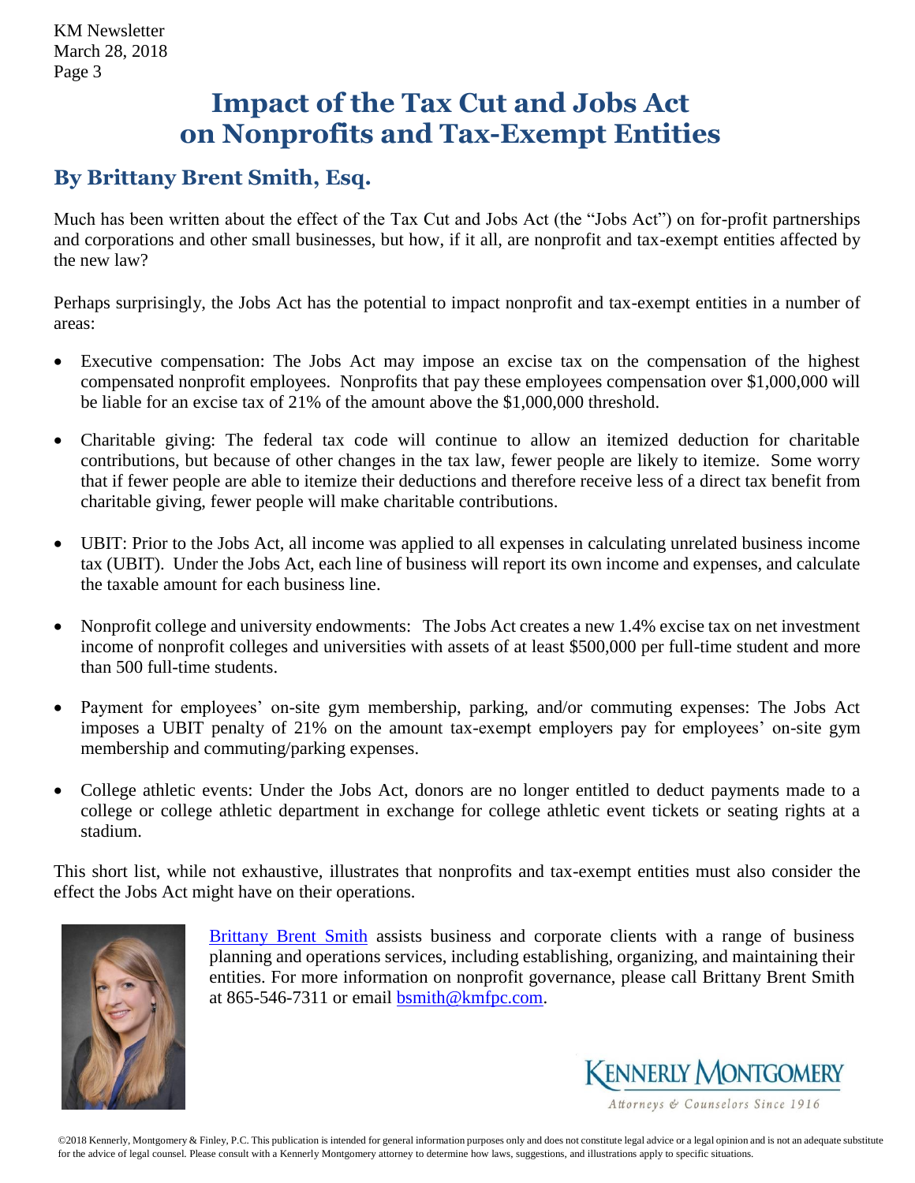# Impact of the Tax Cut and Jobs Act on Nonprofits and Tax-Exempt Entities

## By Brittany Brent Smith, Esq.

Much has been written about the effect of the Tax Cut and Jobs Act (the "Jobs Act") on for-profit partnerships and corporations and other small businesses, but how, if it all, are nonprofit and tax-exempt entities affected by the new law?

Perhaps surprisingly, the Jobs Act has the potential to impact nonprofit and tax-exempt entities in a number of areas:

- Executive compensation: The Jobs Act may impose an excise tax on the compensation of the highest compensated nonprofit employees. Nonprofits that pay these employees compensation over $1,000,000 will be liable for an excise tax of 21% of the amount above the $1,000,000 threshold.
- Charitable giving: The federal tax code will continue to allow an itemized deduction for charitable contributions, but because of other changes in the tax law, fewer people are likely to itemize. Some worry that if fewer people are able to itemize their deductions and therefore receive less of a direct tax benefit from charitable giving, fewer people will make charitable contributions.
- UBIT: Prior to the Jobs Act, all income was applied to all expenses in calculating unrelated business income tax (UBIT). Under the Jobs Act, each line of business will report its own income and expenses, and calculate the taxable amount for each business line.
- Nonprofit college and university endowments: The Jobs Act creates a new 1.4% excise tax on net investment income of nonprofit colleges and universities with assets of at least $500,000 per full-time student and more than 500 full-time students.
- Payment for employees' on-site gym membership, parking, and/or commuting expenses: The Jobs Act imposes a UBIT penalty of 21% on the amount tax-exempt employers pay for employees' on-site gym membership and commuting/parking expenses.
- College athletic events: Under the Jobs Act, donors are no longer entitled to deduct payments made to a college or college athletic department in exchange for college athletic event tickets or seating rights at a stadium.

This short list, while not exhaustive, illustrates that nonprofits and tax-exempt entities must also consider the effect the Jobs Act might have on their operations.

Brittany Brent Smith assists business and corporate clients with a range of business planning and operations services, including establishing, organizing, and maintaining their entities. For more information on nonprofit governance, please call Brittany Brent Smith at 865-546-7311 or email bsmith@kmfpc.com.

KENNERLY MONTGOMERY

*Attorneys & Counselors Since 1916*

©2018 Kennerly, Montgomery & Finley, P.C. This publication is intended for general information purposes only and does not constitute legal advice or a legal opinion and is not an adequate substitute for the advice of legal counsel. Please consult with a Kennerly Montgomery attorney to determine how laws, suggestions, and illustrations apply to specific situations.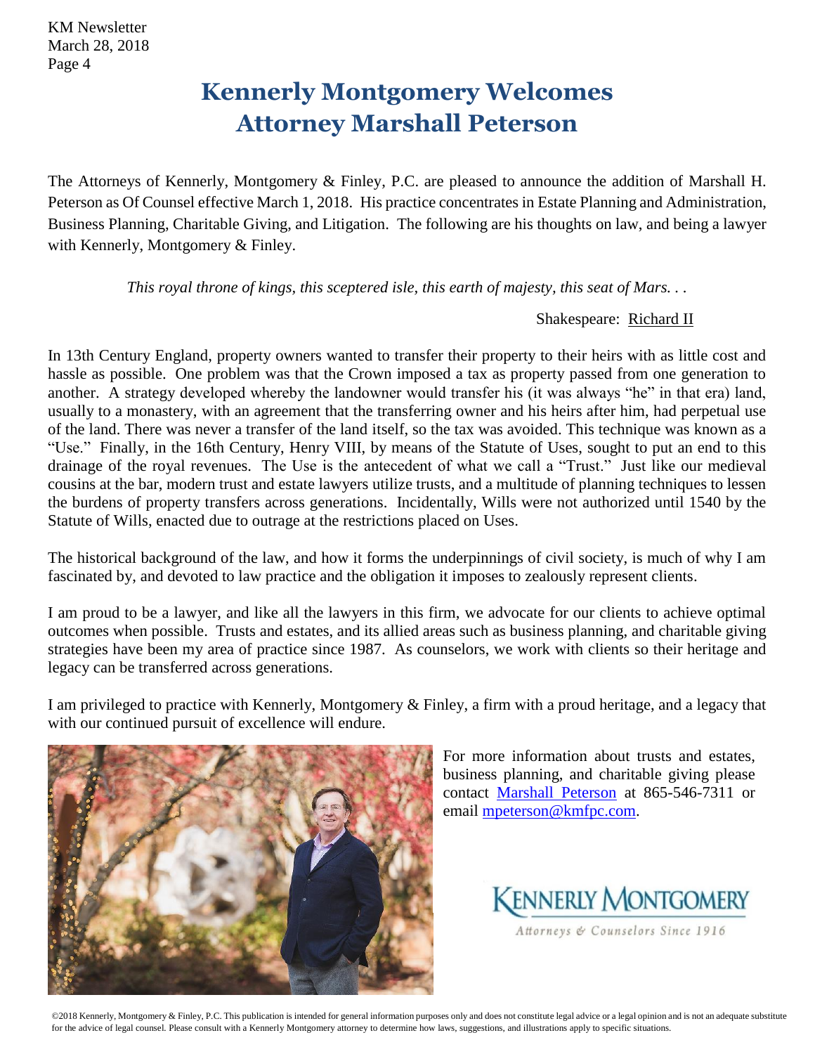# Kennerly Montgomery Welcomes Attorney Marshall Peterson

The Attorneys of Kennerly, Montgomery & Finley, P.C. are pleased to announce the addition of Marshall H. Peterson as Of Counsel effective March 1, 2018. His practice concentrates in Estate Planning and Administration, Business Planning, Charitable Giving, and Litigation. The following are his thoughts on law, and being a lawyer with Kennerly, Montgomery & Finley.

*This royal throne of kings, this sceptered isle, this earth of majesty, this seat of Mars. . .*

Shakespeare: Richard II

In 13th Century England, property owners wanted to transfer their property to their heirs with as little cost and hassle as possible. One problem was that the Crown imposed a tax as property passed from one generation to another. A strategy developed whereby the landowner would transfer his (it was always "he" in that era) land, usually to a monastery, with an agreement that the transferring owner and his heirs after him, had perpetual use of the land. There was never a transfer of the land itself, so the tax was avoided. This technique was known as a "Use." Finally, in the 16th Century, Henry VIII, by means of the Statute of Uses, sought to put an end to this drainage of the royal revenues. The Use is the antecedent of what we call a "Trust." Just like our medieval cousins at the bar, modern trust and estate lawyers utilize trusts, and a multitude of planning techniques to lessen the burdens of property transfers across generations. Incidentally, Wills were not authorized until 1540 by the Statute of Wills, enacted due to outrage at the restrictions placed on Uses.

The historical background of the law, and how it forms the underpinnings of civil society, is much of why I am fascinated by, and devoted to law practice and the obligation it imposes to zealously represent clients.

I am proud to be a lawyer, and like all the lawyers in this firm, we advocate for our clients to achieve optimal outcomes when possible. Trusts and estates, and its allied areas such as business planning, and charitable giving strategies have been my area of practice since 1987. As counselors, we work with clients so their heritage and legacy can be transferred across generations.

I am privileged to practice with Kennerly, Montgomery & Finley, a firm with a proud heritage, and a legacy that with our continued pursuit of excellence will endure.

For more information about trusts and estates, business planning, and charitable giving please contact Marshall Peterson at 865-546-7311 or email mpeterson@kmfpc.com.

KENNERLY MONTGOMERY

*Attorneys & Counselors Since 1916*

©2018 Kennerly, Montgomery & Finley, P.C. This publication is intended for general information purposes only and does not constitute legal advice or a legal opinion and is not an adequate substitute for the advice of legal counsel. Please consult with a Kennerly Montgomery attorney to determine how laws, suggestions, and illustrations apply to specific situations.